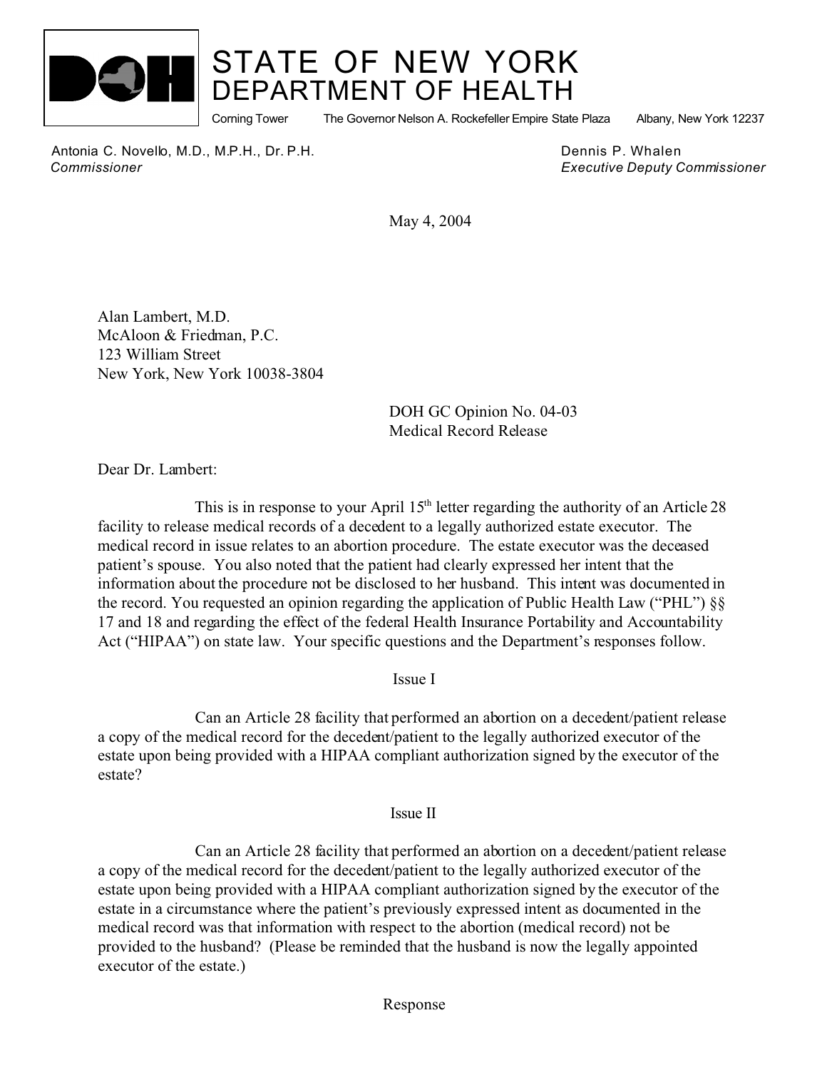# STATE OF NEW YORK
## DEPARTMENT OF HEALTH

Corning Tower The Governor Nelson A. Rockefeller Empire State Plaza Albany, New York 12237

Antonia C. Novello, M.D., M.P.H., Dr. P.H.
*Commissioner*

Dennis P. Whalen
*Executive Deputy Commissioner*

May 4, 2004

Alan Lambert, M.D.
McAloon & Friedman, P.C.
123 William Street
New York, New York 10038-3804

DOH GC Opinion No. 04-03
Medical Record Release

Dear Dr. Lambert:

This is in response to your April 15th letter regarding the authority of an Article 28 facility to release medical records of a decedent to a legally authorized estate executor. The medical record in issue relates to an abortion procedure. The estate executor was the deceased patient's spouse. You also noted that the patient had clearly expressed her intent that the information about the procedure not be disclosed to her husband. This intent was documented in the record. You requested an opinion regarding the application of Public Health Law ("PHL") §§ 17 and 18 and regarding the effect of the federal Health Insurance Portability and Accountability Act ("HIPAA") on state law. Your specific questions and the Department's responses follow.

Issue I

Can an Article 28 facility that performed an abortion on a decedent/patient release a copy of the medical record for the decedent/patient to the legally authorized executor of the estate upon being provided with a HIPAA compliant authorization signed by the executor of the estate?

Issue II

Can an Article 28 facility that performed an abortion on a decedent/patient release a copy of the medical record for the decedent/patient to the legally authorized executor of the estate upon being provided with a HIPAA compliant authorization signed by the executor of the estate in a circumstance where the patient's previously expressed intent as documented in the medical record was that information with respect to the abortion (medical record) not be provided to the husband? (Please be reminded that the husband is now the legally appointed executor of the estate.)

Response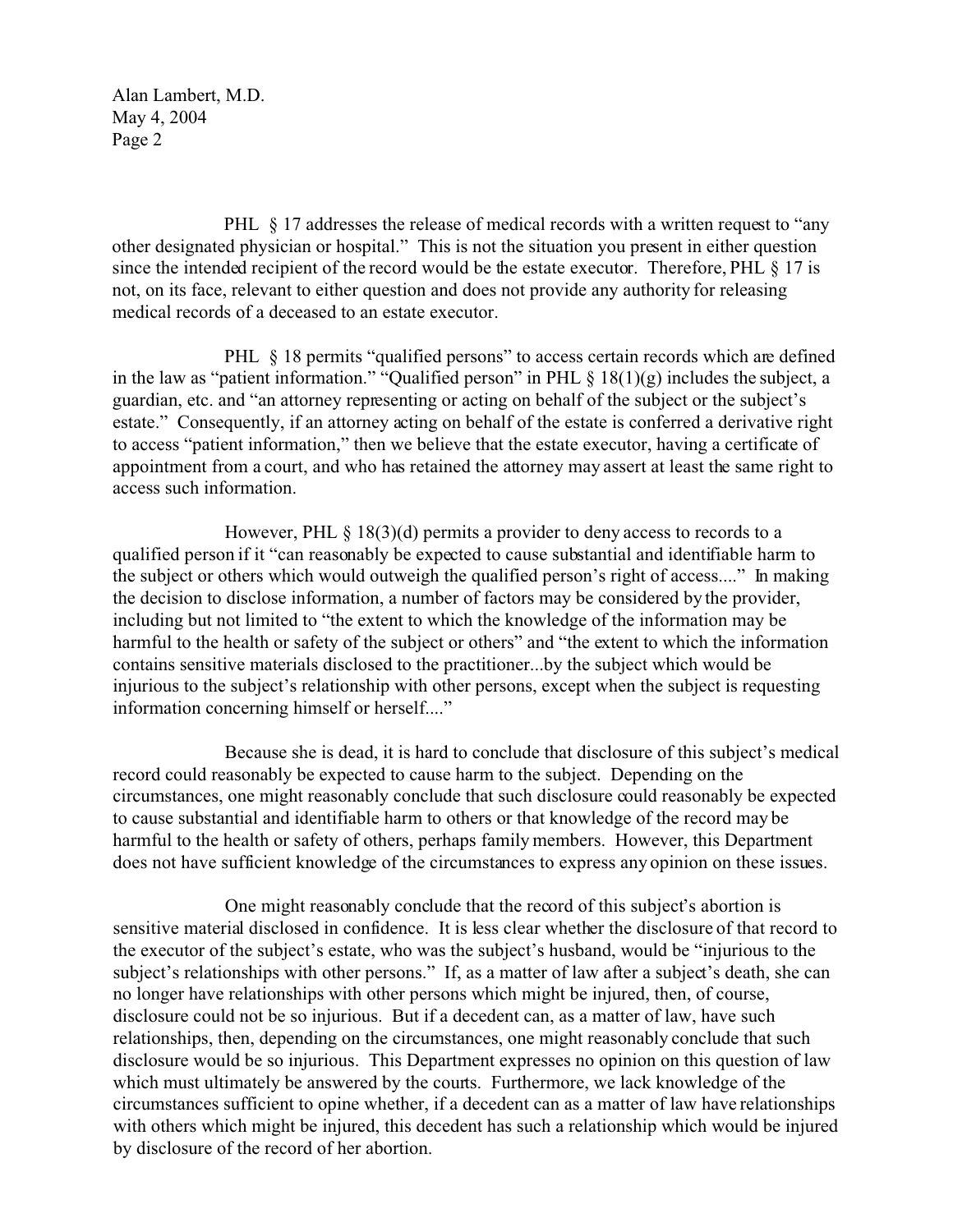PHL § 17 addresses the release of medical records with a written request to "any other designated physician or hospital." This is not the situation you present in either question since the intended recipient of the record would be the estate executor. Therefore, PHL § 17 is not, on its face, relevant to either question and does not provide any authority for releasing medical records of a deceased to an estate executor.

PHL § 18 permits "qualified persons" to access certain records which are defined in the law as "patient information." "Qualified person" in PHL § 18(1)(g) includes the subject, a guardian, etc. and "an attorney representing or acting on behalf of the subject or the subject's estate." Consequently, if an attorney acting on behalf of the estate is conferred a derivative right to access "patient information," then we believe that the estate executor, having a certificate of appointment from a court, and who has retained the attorney may assert at least the same right to access such information.

However, PHL § 18(3)(d) permits a provider to deny access to records to a qualified person if it "can reasonably be expected to cause substantial and identifiable harm to the subject or others which would outweigh the qualified person's right of access...." In making the decision to disclose information, a number of factors may be considered by the provider, including but not limited to "the extent to which the knowledge of the information may be harmful to the health or safety of the subject or others" and "the extent to which the information contains sensitive materials disclosed to the practitioner...by the subject which would be injurious to the subject's relationship with other persons, except when the subject is requesting information concerning himself or herself...."

Because she is dead, it is hard to conclude that disclosure of this subject's medical record could reasonably be expected to cause harm to the subject. Depending on the circumstances, one might reasonably conclude that such disclosure could reasonably be expected to cause substantial and identifiable harm to others or that knowledge of the record may be harmful to the health or safety of others, perhaps family members. However, this Department does not have sufficient knowledge of the circumstances to express any opinion on these issues.

One might reasonably conclude that the record of this subject's abortion is sensitive material disclosed in confidence. It is less clear whether the disclosure of that record to the executor of the subject's estate, who was the subject's husband, would be "injurious to the subject's relationships with other persons." If, as a matter of law after a subject's death, she can no longer have relationships with other persons which might be injured, then, of course, disclosure could not be so injurious. But if a decedent can, as a matter of law, have such relationships, then, depending on the circumstances, one might reasonably conclude that such disclosure would be so injurious. This Department expresses no opinion on this question of law which must ultimately be answered by the courts. Furthermore, we lack knowledge of the circumstances sufficient to opine whether, if a decedent can as a matter of law have relationships with others which might be injured, this decedent has such a relationship which would be injured by disclosure of the record of her abortion.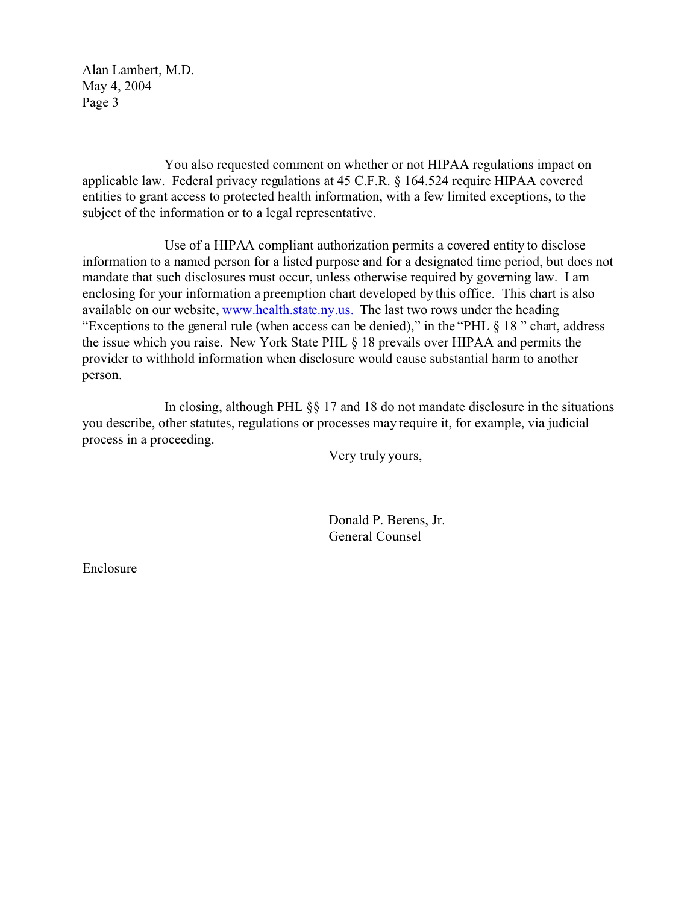You also requested comment on whether or not HIPAA regulations impact on applicable law. Federal privacy regulations at 45 C.F.R. § 164.524 require HIPAA covered entities to grant access to protected health information, with a few limited exceptions, to the subject of the information or to a legal representative.

Use of a HIPAA compliant authorization permits a covered entity to disclose information to a named person for a listed purpose and for a designated time period, but does not mandate that such disclosures must occur, unless otherwise required by governing law. I am enclosing for your information a preemption chart developed by this office. This chart is also available on our website, www.health.state.ny.us. The last two rows under the heading "Exceptions to the general rule (when access can be denied)," in the "PHL § 18 " chart, address the issue which you raise. New York State PHL § 18 prevails over HIPAA and permits the provider to withhold information when disclosure would cause substantial harm to another person.

In closing, although PHL §§ 17 and 18 do not mandate disclosure in the situations you describe, other statutes, regulations or processes may require it, for example, via judicial process in a proceeding.

Very truly yours,

Donald P. Berens, Jr.
General Counsel

Enclosure